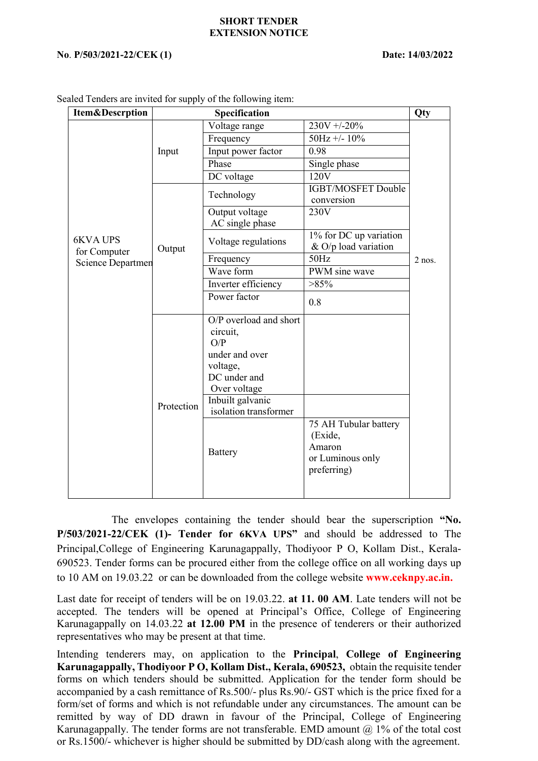**SHORT TENDER**
**EXTENSION NOTICE**

**No. P/503/2021-22/CEK (1)** **Date: 14/03/2022**

Sealed Tenders are invited for supply of the following item:

| Item&Descrption | Specification | | | Qty |
|---|---|---|---|---|
| 6KVA UPS for Computer Science Departmen | Input | Voltage range | 230V +/-20% | 2 nos. |
| | | Frequency | 50Hz +/- 10% | |
| | | Input power factor | 0.98 | |
| | | Phase | Single phase | |
| | | DC voltage | 120V | |
| | Output | Technology | IGBT/MOSFET Double conversion | |
| | | Output voltage AC single phase | 230V | |
| | | Voltage regulations | 1% for DC up variation & O/p load variation | |
| | | Frequency | 50Hz | |
| | | Wave form | PWM sine wave | |
| | | Inverter efficiency | >85% | |
| | | Power factor | 0.8 | |
| | Protection | O/P overload and short circuit, O/P under and over voltage, DC under and Over voltage | | |
| | | Inbuilt galvanic isolation transformer | | |
| | | Battery | 75 AH Tubular battery (Exide, Amaron or Luminous only preferring) | |

The envelopes containing the tender should bear the superscription **"No. P/503/2021-22/CEK (1)- Tender for 6KVA UPS"** and should be addressed to The Principal,College of Engineering Karunagappally, Thodiyoor P O, Kollam Dist., Kerala-690523. Tender forms can be procured either from the college office on all working days up to 10 AM on 19.03.22 or can be downloaded from the college website **www.ceknpy.ac.in.**

Last date for receipt of tenders will be on 19.03.22. **at 11. 00 AM**. Late tenders will not be accepted. The tenders will be opened at Principal's Office, College of Engineering Karunagappally on 14.03.22 **at 12.00 PM** in the presence of tenderers or their authorized representatives who may be present at that time.

Intending tenderers may, on application to the **Principal**, **College of Engineering Karunagappally, Thodiyoor P O, Kollam Dist., Kerala, 690523,** obtain the requisite tender forms on which tenders should be submitted. Application for the tender form should be accompanied by a cash remittance of Rs.500/- plus Rs.90/- GST which is the price fixed for a form/set of forms and which is not refundable under any circumstances. The amount can be remitted by way of DD drawn in favour of the Principal, College of Engineering Karunagappally. The tender forms are not transferable. EMD amount @ 1% of the total cost or Rs.1500/- whichever is higher should be submitted by DD/cash along with the agreement.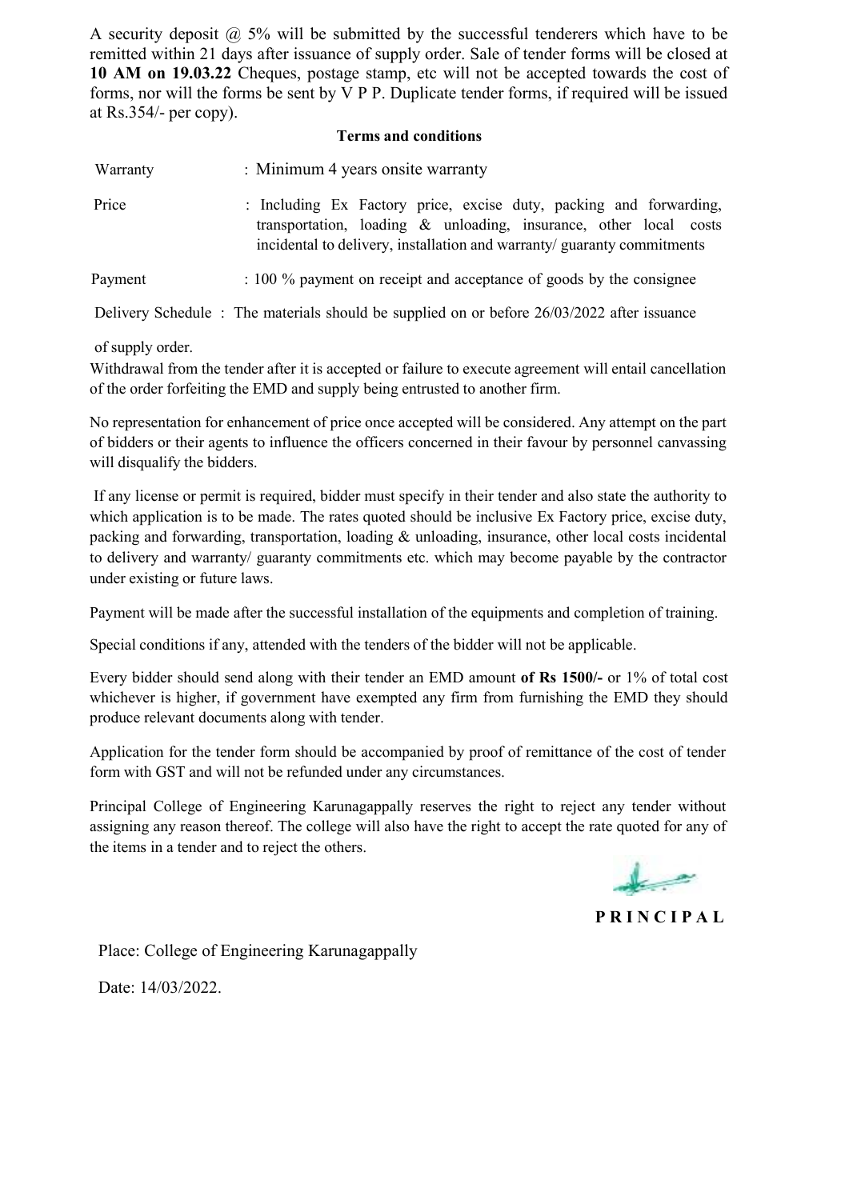A security deposit @ 5% will be submitted by the successful tenderers which have to be remitted within 21 days after issuance of supply order. Sale of tender forms will be closed at **10 AM on 19.03.22** Cheques, postage stamp, etc will not be accepted towards the cost of forms, nor will the forms be sent by V P P. Duplicate tender forms, if required will be issued at Rs.354/- per copy).

**Terms and conditions**

| | |
|---|---|
| Warranty | : Minimum 4 years onsite warranty |
| Price | : Including Ex Factory price, excise duty, packing and forwarding, transportation, loading & unloading, insurance, other local costs incidental to delivery, installation and warranty/ guaranty commitments |
| Payment | : 100 % payment on receipt and acceptance of goods by the consignee |

Delivery Schedule : The materials should be supplied on or before 26/03/2022 after issuance of supply order.

Withdrawal from the tender after it is accepted or failure to execute agreement will entail cancellation of the order forfeiting the EMD and supply being entrusted to another firm.

No representation for enhancement of price once accepted will be considered. Any attempt on the part of bidders or their agents to influence the officers concerned in their favour by personnel canvassing will disqualify the bidders.

If any license or permit is required, bidder must specify in their tender and also state the authority to which application is to be made. The rates quoted should be inclusive Ex Factory price, excise duty, packing and forwarding, transportation, loading & unloading, insurance, other local costs incidental to delivery and warranty/ guaranty commitments etc. which may become payable by the contractor under existing or future laws.

Payment will be made after the successful installation of the equipments and completion of training.

Special conditions if any, attended with the tenders of the bidder will not be applicable.

Every bidder should send along with their tender an EMD amount **of Rs 1500/-** or 1% of total cost whichever is higher, if government have exempted any firm from furnishing the EMD they should produce relevant documents along with tender.

Application for the tender form should be accompanied by proof of remittance of the cost of tender form with GST and will not be refunded under any circumstances.

Principal College of Engineering Karunagappally reserves the right to reject any tender without assigning any reason thereof. The college will also have the right to accept the rate quoted for any of the items in a tender and to reject the others.

**PRINCIPAL**

Place: College of Engineering Karunagappally

Date: 14/03/2022.